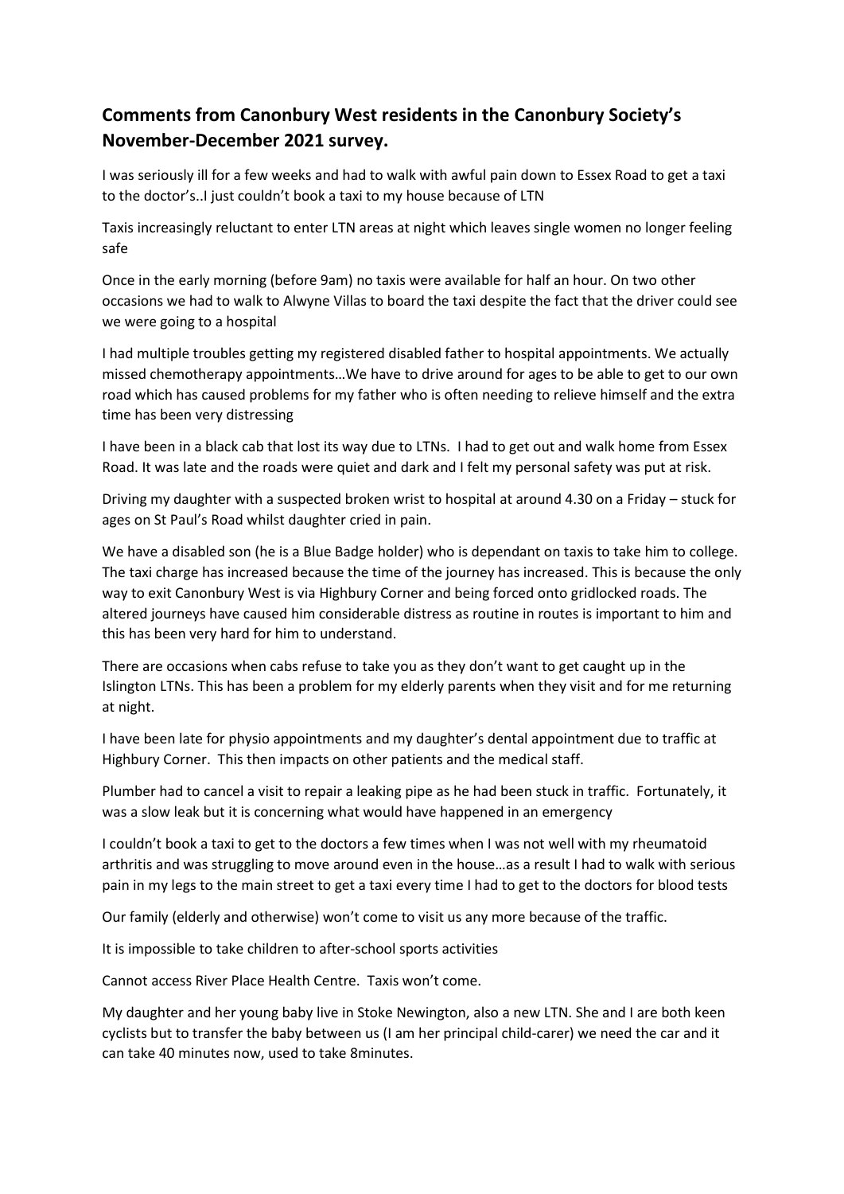## Comments from Canonbury West residents in the Canonbury Society's November-December 2021 survey.

I was seriously ill for a few weeks and had to walk with awful pain down to Essex Road to get a taxi to the doctor's..I just couldn't book a taxi to my house because of LTN

Taxis increasingly reluctant to enter LTN areas at night which leaves single women no longer feeling safe

Once in the early morning (before 9am) no taxis were available for half an hour. On two other occasions we had to walk to Alwyne Villas to board the taxi despite the fact that the driver could see we were going to a hospital

I had multiple troubles getting my registered disabled father to hospital appointments. We actually missed chemotherapy appointments…We have to drive around for ages to be able to get to our own road which has caused problems for my father who is often needing to relieve himself and the extra time has been very distressing

I have been in a black cab that lost its way due to LTNs. I had to get out and walk home from Essex Road. It was late and the roads were quiet and dark and I felt my personal safety was put at risk.

Driving my daughter with a suspected broken wrist to hospital at around 4.30 on a Friday – stuck for ages on St Paul's Road whilst daughter cried in pain.

We have a disabled son (he is a Blue Badge holder) who is dependant on taxis to take him to college. The taxi charge has increased because the time of the journey has increased. This is because the only way to exit Canonbury West is via Highbury Corner and being forced onto gridlocked roads. The altered journeys have caused him considerable distress as routine in routes is important to him and this has been very hard for him to understand.

There are occasions when cabs refuse to take you as they don't want to get caught up in the Islington LTNs. This has been a problem for my elderly parents when they visit and for me returning at night.

I have been late for physio appointments and my daughter's dental appointment due to traffic at Highbury Corner. This then impacts on other patients and the medical staff.

Plumber had to cancel a visit to repair a leaking pipe as he had been stuck in traffic. Fortunately, it was a slow leak but it is concerning what would have happened in an emergency

I couldn't book a taxi to get to the doctors a few times when I was not well with my rheumatoid arthritis and was struggling to move around even in the house…as a result I had to walk with serious pain in my legs to the main street to get a taxi every time I had to get to the doctors for blood tests

Our family (elderly and otherwise) won't come to visit us any more because of the traffic.

It is impossible to take children to after-school sports activities

Cannot access River Place Health Centre. Taxis won't come.

My daughter and her young baby live in Stoke Newington, also a new LTN. She and I are both keen cyclists but to transfer the baby between us (I am her principal child-carer) we need the car and it can take 40 minutes now, used to take 8minutes.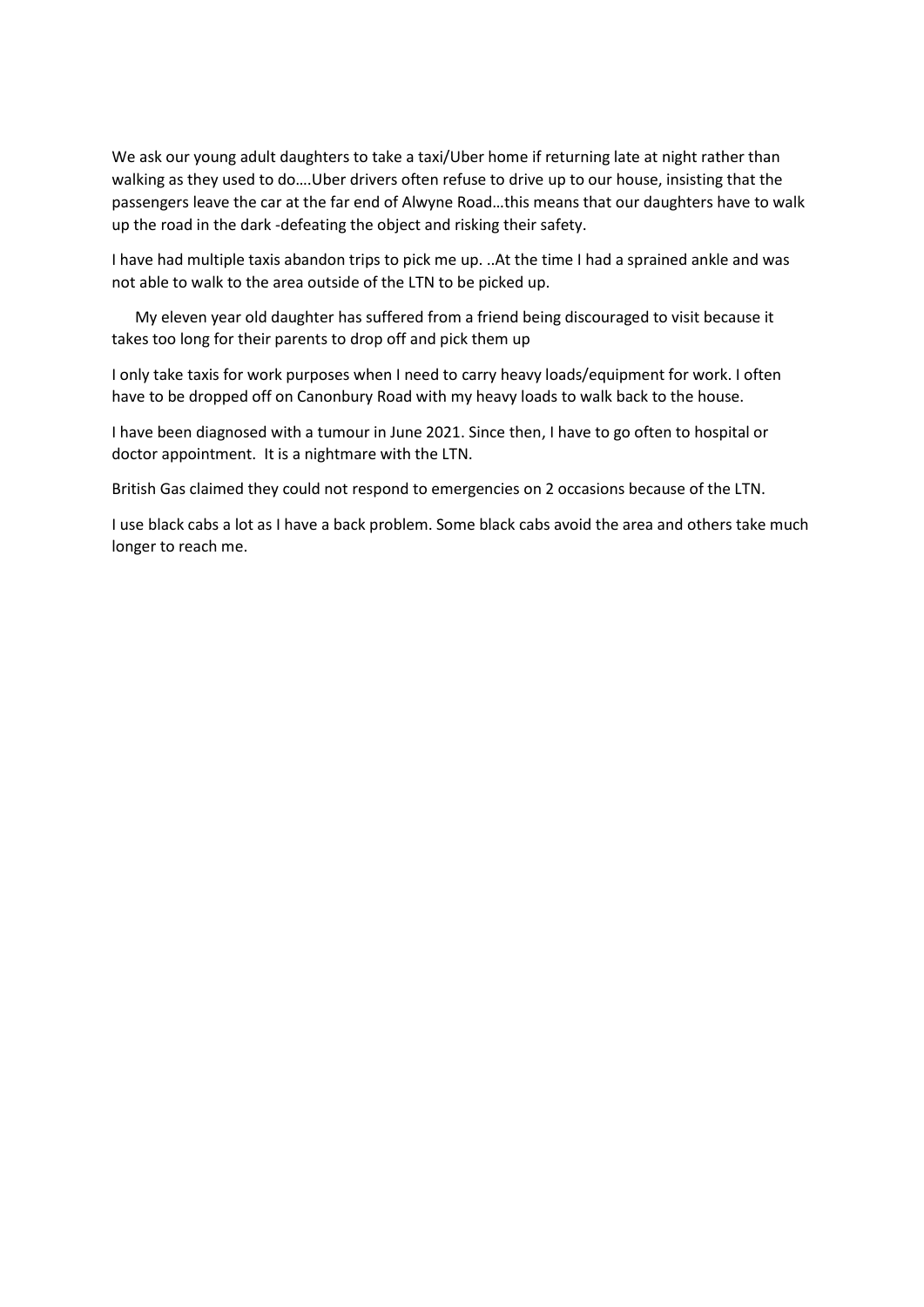We ask our young adult daughters to take a taxi/Uber home if returning late at night rather than walking as they used to do….Uber drivers often refuse to drive up to our house, insisting that the passengers leave the car at the far end of Alwyne Road…this means that our daughters have to walk up the road in the dark -defeating the object and risking their safety.

I have had multiple taxis abandon trips to pick me up. ..At the time I had a sprained ankle and was not able to walk to the area outside of the LTN to be picked up.

My eleven year old daughter has suffered from a friend being discouraged to visit because it takes too long for their parents to drop off and pick them up

I only take taxis for work purposes when I need to carry heavy loads/equipment for work. I often have to be dropped off on Canonbury Road with my heavy loads to walk back to the house.

I have been diagnosed with a tumour in June 2021. Since then, I have to go often to hospital or doctor appointment. It is a nightmare with the LTN.

British Gas claimed they could not respond to emergencies on 2 occasions because of the LTN.

I use black cabs a lot as I have a back problem. Some black cabs avoid the area and others take much longer to reach me.